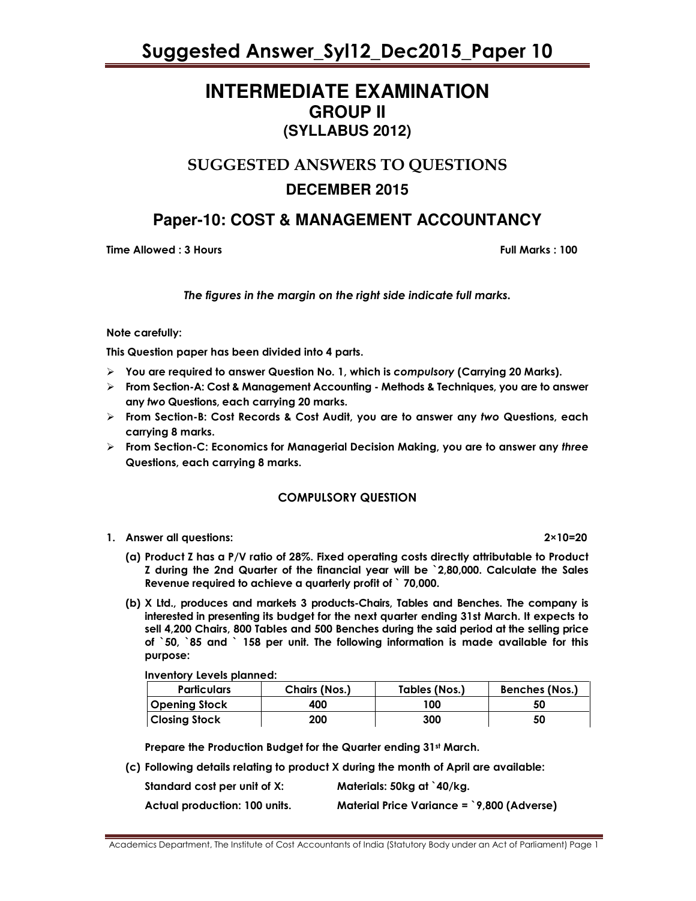# INTERMEDIATE EXAMINATION
## GROUP II
## (SYLLABUS 2012)

## SUGGESTED ANSWERS TO QUESTIONS

## DECEMBER 2015

## Paper-10: COST & MANAGEMENT ACCOUNTANCY

**Time Allowed : 3 Hours** **Full Marks : 100**

*The figures in the margin on the right side indicate full marks.*

**Note carefully:**

**This Question paper has been divided into 4 parts.**

- **You are required to answer Question No. 1, which is *compulsory* (Carrying 20 Marks).**
- **From Section-A: Cost & Management Accounting - Methods & Techniques, you are to answer any *two* Questions, each carrying 20 marks.**
- **From Section-B: Cost Records & Cost Audit, you are to answer any *two* Questions, each carrying 8 marks.**
- **From Section-C: Economics for Managerial Decision Making, you are to answer any *three* Questions, each carrying 8 marks.**

### COMPULSORY QUESTION

**1. Answer all questions:** **2×10=20**

**(a) Product Z has a P/V ratio of 28%. Fixed operating costs directly attributable to Product Z during the 2nd Quarter of the financial year will be `2,80,000. Calculate the Sales Revenue required to achieve a quarterly profit of ` 70,000.**

**(b) X Ltd., produces and markets 3 products-Chairs, Tables and Benches. The company is interested in presenting its budget for the next quarter ending 31st March. It expects to sell 4,200 Chairs, 800 Tables and 500 Benches during the said period at the selling price of `50, `85 and ` 158 per unit. The following information is made available for this purpose:**

**Inventory Levels planned:**

| Particulars | Chairs (Nos.) | Tables (Nos.) | Benches (Nos.) |
|---|---|---|---|
| Opening Stock | 400 | 100 | 50 |
| Closing Stock | 200 | 300 | 50 |

**Prepare the Production Budget for the Quarter ending 31st March.**

**(c) Following details relating to product X during the month of April are available:**

**Standard cost per unit of X:** **Materials: 50kg at `40/kg.**

**Actual production: 100 units.** **Material Price Variance = `9,800 (Adverse)**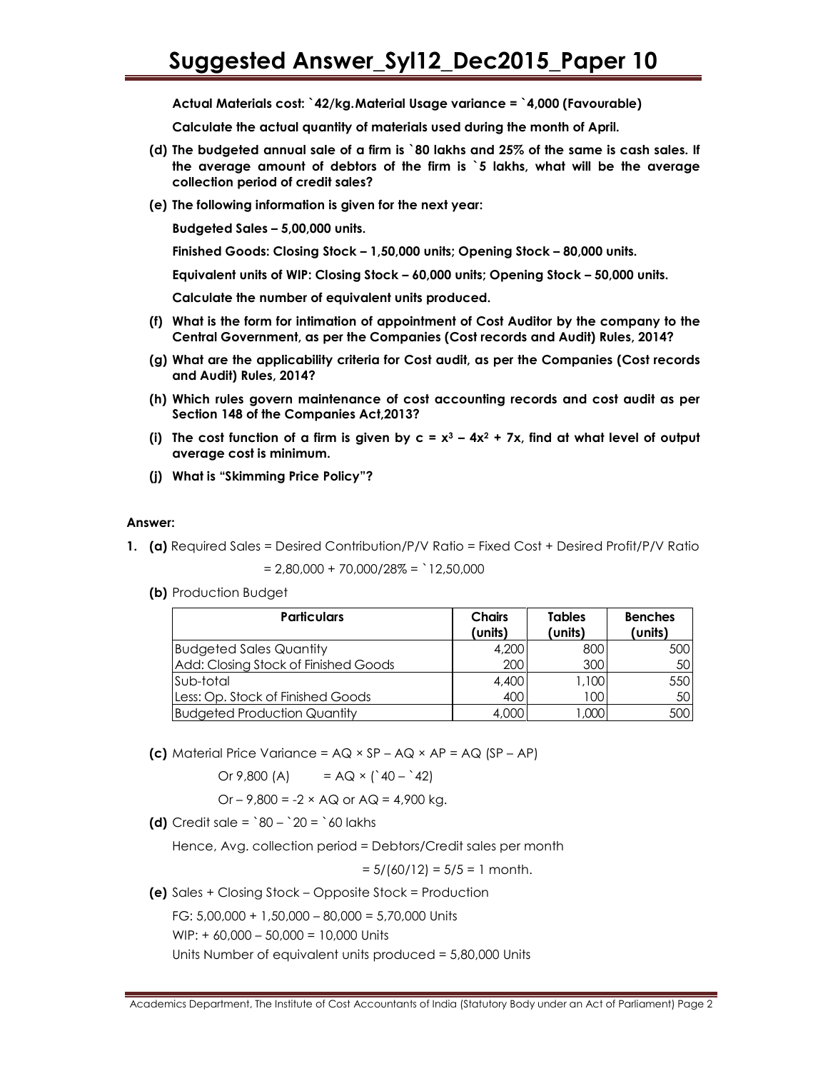**Actual Materials cost: `42/kg. Material Usage variance = `4,000 (Favourable)**

**Calculate the actual quantity of materials used during the month of April.**

**(d) The budgeted annual sale of a firm is `80 lakhs and 25% of the same is cash sales. If the average amount of debtors of the firm is `5 lakhs, what will be the average collection period of credit sales?**

**(e) The following information is given for the next year:**

**Budgeted Sales – 5,00,000 units.**

**Finished Goods: Closing Stock – 1,50,000 units; Opening Stock – 80,000 units.**

**Equivalent units of WIP: Closing Stock – 60,000 units; Opening Stock – 50,000 units.**

**Calculate the number of equivalent units produced.**

**(f) What is the form for intimation of appointment of Cost Auditor by the company to the Central Government, as per the Companies (Cost records and Audit) Rules, 2014?**

**(g) What are the applicability criteria for Cost audit, as per the Companies (Cost records and Audit) Rules, 2014?**

**(h) Which rules govern maintenance of cost accounting records and cost audit as per Section 148 of the Companies Act,2013?**

**(i) The cost function of a firm is given by $c = x^3 - 4x^2 + 7x$, find at what level of output average cost is minimum.**

**(j) What is "Skimming Price Policy"?**

**Answer:**

**1. (a)** Required Sales = Desired Contribution/P/V Ratio = Fixed Cost + Desired Profit/P/V Ratio

= 2,80,000 + 70,000/28% = `12,50,000

**(b)** Production Budget

| Particulars | Chairs (units) | Tables (units) | Benches (units) |
|---|---|---|---|
| Budgeted Sales Quantity | 4,200 | 800 | 500 |
| Add: Closing Stock of Finished Goods | 200 | 300 | 50 |
| Sub-total | 4,400 | 1,100 | 550 |
| Less: Op. Stock of Finished Goods | 400 | 100 | 50 |
| Budgeted Production Quantity | 4,000 | 1,000 | 500 |

**(c)** Material Price Variance = AQ × SP – AQ × AP = AQ (SP – AP)

Or 9,800 (A) = AQ × (`40 – `42)

Or – 9,800 = -2 × AQ or AQ = 4,900 kg.

**(d)** Credit sale = `80 – `20 = `60 lakhs

Hence, Avg. collection period = Debtors/Credit sales per month

= 5/(60/12) = 5/5 = 1 month.

**(e)** Sales + Closing Stock – Opposite Stock = Production

FG: 5,00,000 + 1,50,000 – 80,000 = 5,70,000 Units

WIP: + 60,000 – 50,000 = 10,000 Units

Units Number of equivalent units produced = 5,80,000 Units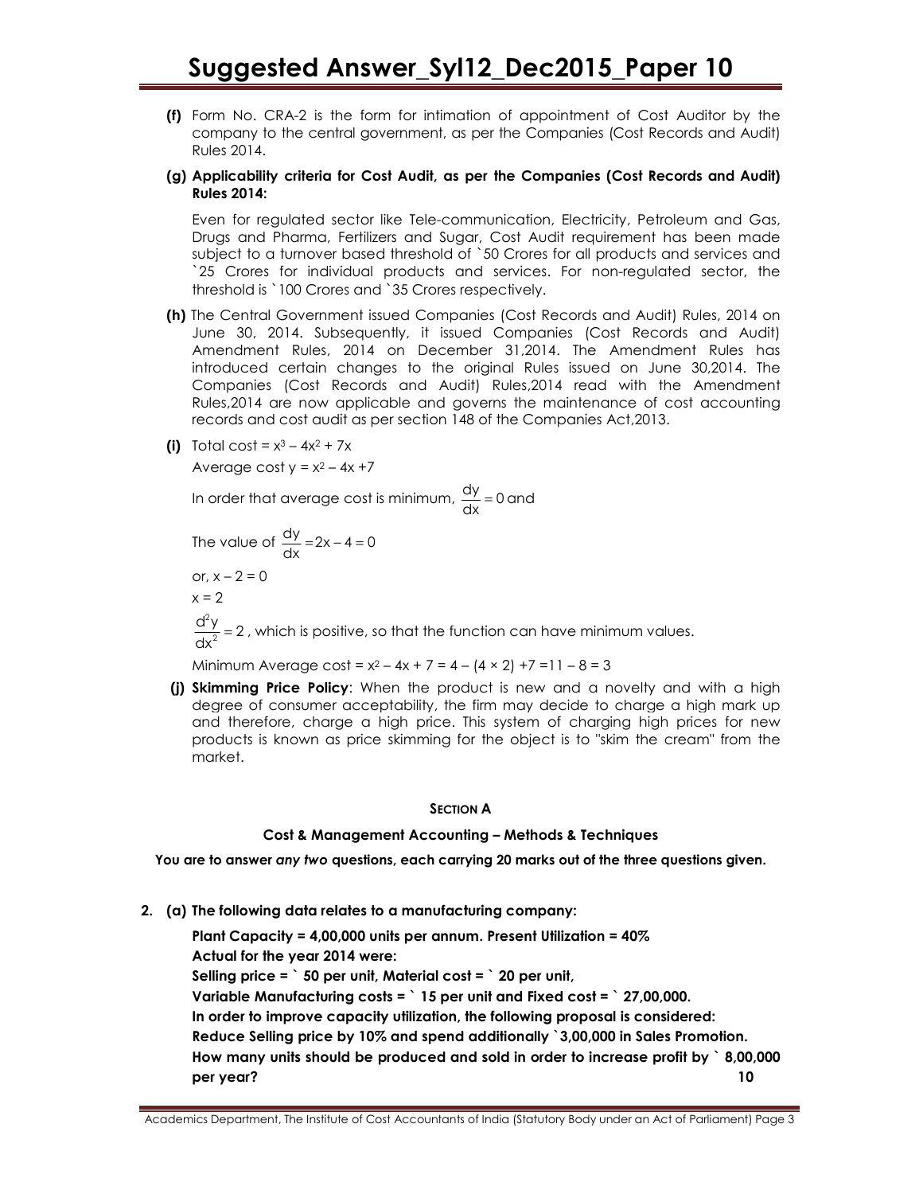**(f)** Form No. CRA-2 is the form for intimation of appointment of Cost Auditor by the company to the central government, as per the Companies (Cost Records and Audit) Rules 2014.

**(g) Applicability criteria for Cost Audit, as per the Companies (Cost Records and Audit) Rules 2014:**

Even for regulated sector like Tele-communication, Electricity, Petroleum and Gas, Drugs and Pharma, Fertilizers and Sugar, Cost Audit requirement has been made subject to a turnover based threshold of `50 Crores for all products and services and `25 Crores for individual products and services. For non-regulated sector, the threshold is `100 Crores and `35 Crores respectively.

**(h)** The Central Government issued Companies (Cost Records and Audit) Rules, 2014 on June 30, 2014. Subsequently, it issued Companies (Cost Records and Audit) Amendment Rules, 2014 on December 31,2014. The Amendment Rules has introduced certain changes to the original Rules issued on June 30,2014. The Companies (Cost Records and Audit) Rules,2014 read with the Amendment Rules,2014 are now applicable and governs the maintenance of cost accounting records and cost audit as per section 148 of the Companies Act,2013.

**(i)** Total cost = $x^3 - 4x^2 + 7x$

Average cost $y = x^2 - 4x + 7$

In order that average cost is minimum, $\frac{dy}{dx} = 0$ and

The value of $\frac{dy}{dx} = 2x - 4 = 0$

or, $x - 2 = 0$

$x = 2$

$\frac{d^2y}{dx^2} = 2$, which is positive, so that the function can have minimum values.

Minimum Average cost = $x^2 - 4x + 7 = 4 - (4 \times 2) + 7 = 11 - 8 = 3$

**(j) Skimming Price Policy**: When the product is new and a novelty and with a high degree of consumer acceptability, the firm may decide to charge a high mark up and therefore, charge a high price. This system of charging high prices for new products is known as price skimming for the object is to "skim the cream" from the market.

**SECTION A**

**Cost & Management Accounting – Methods & Techniques**

**You are to answer *any two* questions, each carrying 20 marks out of the three questions given.**

**2. (a) The following data relates to a manufacturing company:**

**Plant Capacity = 4,00,000 units per annum. Present Utilization = 40%**
**Actual for the year 2014 were:**
**Selling price = ` 50 per unit, Material cost = ` 20 per unit,**
**Variable Manufacturing costs = ` 15 per unit and Fixed cost = ` 27,00,000.**
**In order to improve capacity utilization, the following proposal is considered:**
**Reduce Selling price by 10% and spend additionally `3,00,000 in Sales Promotion.**
**How many units should be produced and sold in order to increase profit by ` 8,00,000 per year?** **10**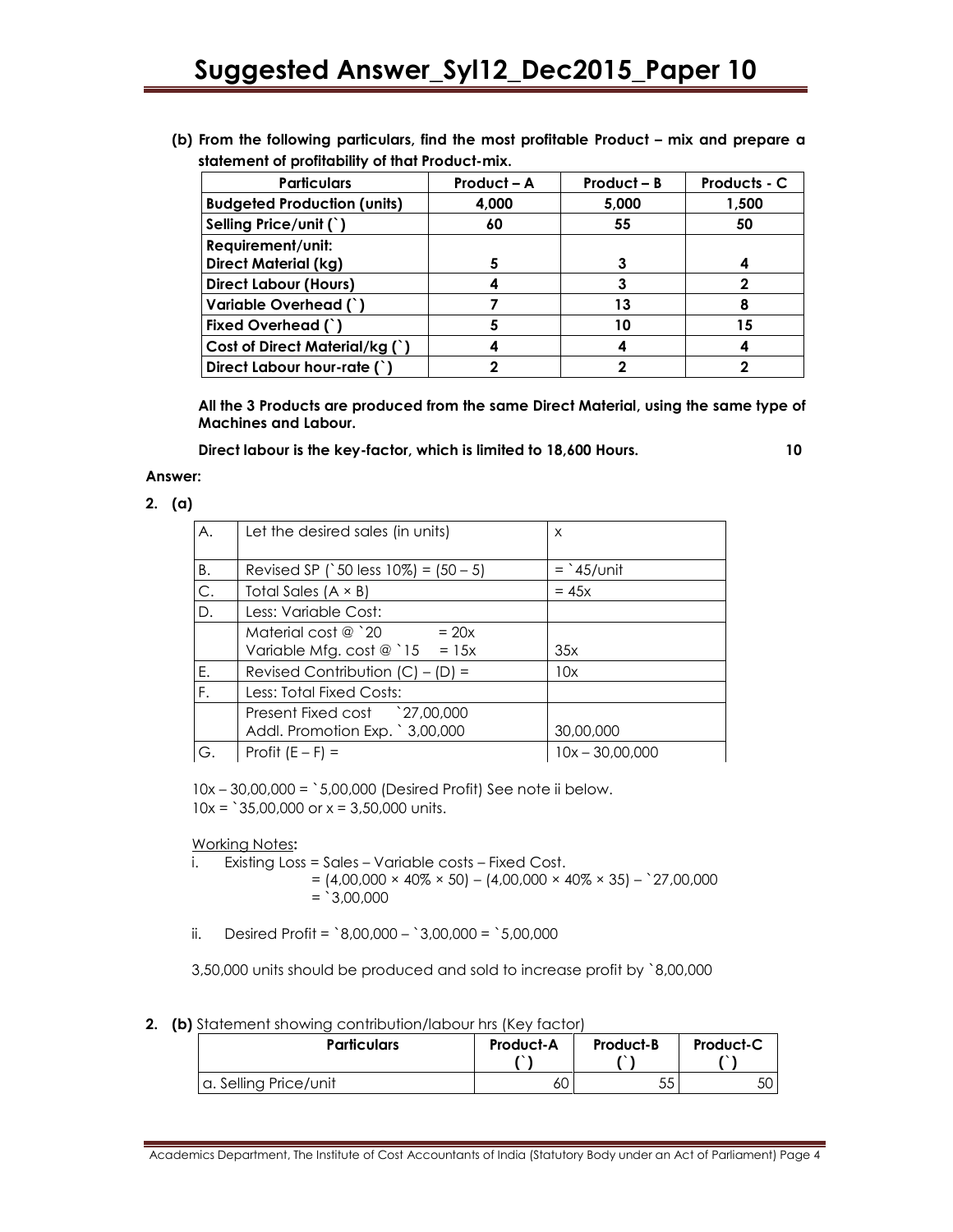**(b) From the following particulars, find the most profitable Product – mix and prepare a statement of profitability of that Product-mix.**

| Particulars | Product – A | Product – B | Products - C |
|---|---|---|---|
| **Budgeted Production (units)** | **4,000** | **5,000** | **1,500** |
| **Selling Price/unit (`)** | **60** | **55** | **50** |
| **Requirement/unit:** | | | |
| **Direct Material (kg)** | **5** | **3** | **4** |
| **Direct Labour (Hours)** | **4** | **3** | **2** |
| **Variable Overhead (`)** | **7** | **13** | **8** |
| **Fixed Overhead (`)** | **5** | **10** | **15** |
| **Cost of Direct Material/kg (`)** | **4** | **4** | **4** |
| **Direct Labour hour-rate (`)** | **2** | **2** | **2** |

**All the 3 Products are produced from the same Direct Material, using the same type of Machines and Labour.**

**Direct labour is the key-factor, which is limited to 18,600 Hours.** **10**

**Answer:**

**2. (a)**

| | | |
|---|---|---|
| A. | Let the desired sales (in units) | x |
| B. | Revised SP (`50 less 10%) = (50 – 5) | = `45/unit |
| C. | Total Sales (A × B) | = 45x |
| D. | Less: Variable Cost: | |
| | Material cost @ `20 = 20x<br>Variable Mfg. cost @ `15 = 15x | 35x |
| E. | Revised Contribution (C) – (D) = | 10x |
| F. | Less: Total Fixed Costs: | |
| | Present Fixed cost `27,00,000<br>Addl. Promotion Exp. ` 3,00,000 | 30,00,000 |
| G. | Profit (E – F) = | 10x – 30,00,000 |

10x – 30,00,000 = `5,00,000 (Desired Profit) See note ii below.
10x = `35,00,000 or x = 3,50,000 units.

Working Notes**:**

i. Existing Loss = Sales – Variable costs – Fixed Cost.
= (4,00,000 × 40% × 50) – (4,00,000 × 40% × 35) – `27,00,000
= `3,00,000

ii. Desired Profit = `8,00,000 – `3,00,000 = `5,00,000

3,50,000 units should be produced and sold to increase profit by `8,00,000

**2. (b)** Statement showing contribution/labour hrs (Key factor)

| Particulars | Product-A (`) | Product-B (`) | Product-C (`) |
|---|---|---|---|
| a. Selling Price/unit | 60 | 55 | 50 |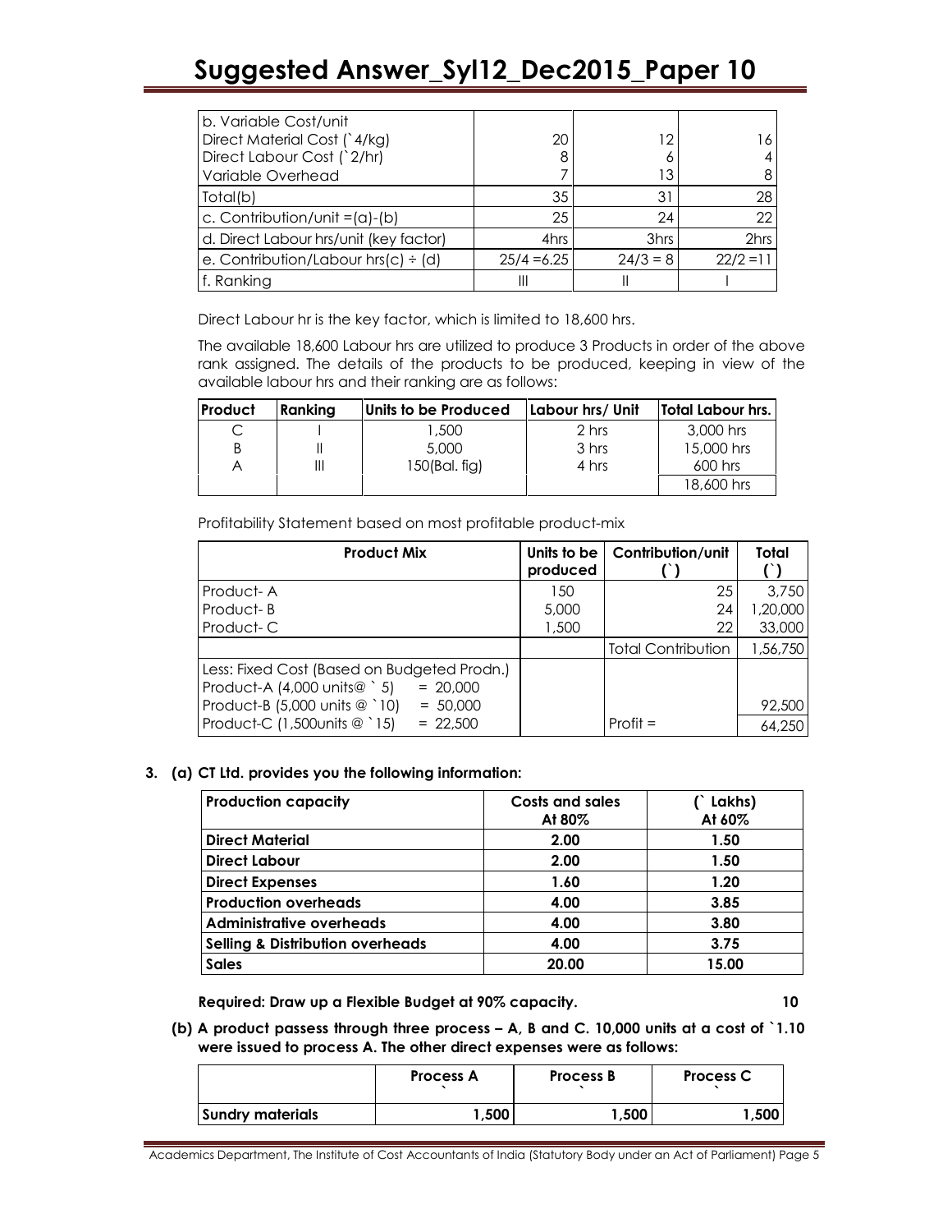| b. Variable Cost/unit | | | |
|---|---|---|---|
| Direct Material Cost (`4/kg) | 20 | 12 | 16 |
| Direct Labour Cost (`2/hr) | 8 | 6 | 4 |
| Variable Overhead | 7 | 13 | 8 |
| Total(b) | 35 | 31 | 28 |
| c. Contribution/unit =(a)-(b) | 25 | 24 | 22 |
| d. Direct Labour hrs/unit (key factor) | 4hrs | 3hrs | 2hrs |
| e. Contribution/Labour hrs(c) ÷ (d) | 25/4 =6.25 | 24/3 = 8 | 22/2 =11 |
| f. Ranking | III | II | I |

Direct Labour hr is the key factor, which is limited to 18,600 hrs.

The available 18,600 Labour hrs are utilized to produce 3 Products in order of the above rank assigned. The details of the products to be produced, keeping in view of the available labour hrs and their ranking are as follows:

| Product | Ranking | Units to be Produced | Labour hrs/ Unit | Total Labour hrs. |
|---|---|---|---|---|
| C | I | 1,500 | 2 hrs | 3,000 hrs |
| B | II | 5,000 | 3 hrs | 15,000 hrs |
| A | III | 150(Bal. fig) | 4 hrs | 600 hrs |
| | | | | 18,600 hrs |

Profitability Statement based on most profitable product-mix

| Product Mix | Units to be produced | Contribution/unit (`) | Total (`) |
|---|---|---|---|
| Product- A | 150 | 25 | 3,750 |
| Product- B | 5,000 | 24 | 1,20,000 |
| Product- C | 1,500 | 22 | 33,000 |
| | | Total Contribution | 1,56,750 |
| Less: Fixed Cost (Based on Budgeted Prodn.)<br>Product-A (4,000 units@ ` 5) = 20,000<br>Product-B (5,000 units @ `10) = 50,000<br>Product-C (1,500units @ `15) = 22,500 | | Profit = | 92,500<br>64,250 |

**3. (a) CT Ltd. provides you the following information:**

| Production capacity | Costs and sales At 80% | (` Lakhs) At 60% |
|---|---|---|
| **Direct Material** | **2.00** | **1.50** |
| **Direct Labour** | **2.00** | **1.50** |
| **Direct Expenses** | **1.60** | **1.20** |
| **Production overheads** | **4.00** | **3.85** |
| **Administrative overheads** | **4.00** | **3.80** |
| **Selling & Distribution overheads** | **4.00** | **3.75** |
| **Sales** | **20.00** | **15.00** |

**Required: Draw up a Flexible Budget at 90% capacity.** **10**

**(b) A product passess through three process – A, B and C. 10,000 units at a cost of `1.10 were issued to process A. The other direct expenses were as follows:**

| | Process A<br>` | Process B<br>` | Process C<br>` |
|---|---|---|---|
| **Sundry materials** | 1,500 | 1,500 | 1,500 |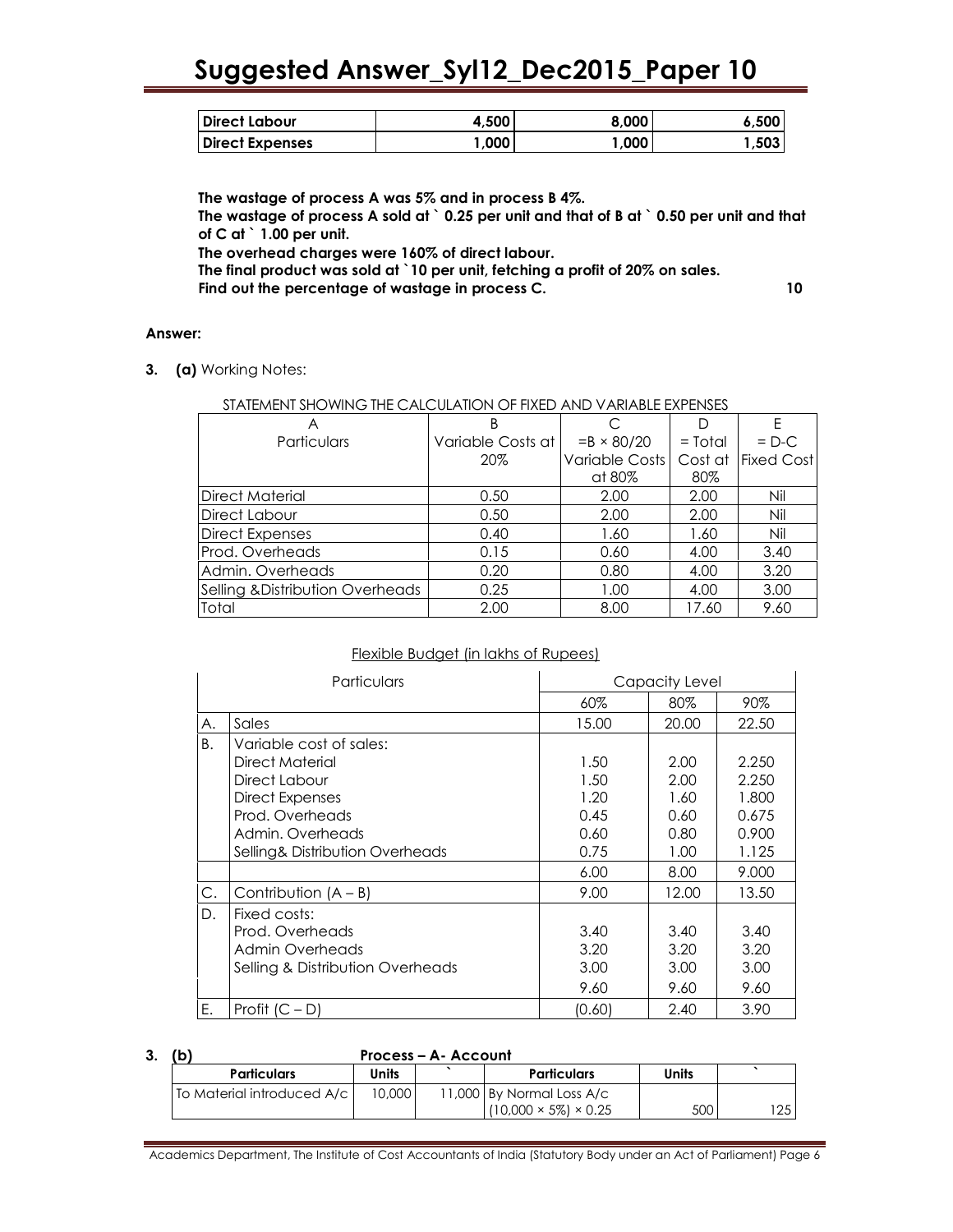| Direct Labour | 4,500 | 8,000 | 6,500 |
|---|---|---|---|
| Direct Expenses | 1,000 | 1,000 | 1,503 |

**The wastage of process A was 5% and in process B 4%.**

**The wastage of process A sold at ` 0.25 per unit and that of B at ` 0.50 per unit and that of C at ` 1.00 per unit.**

**The overhead charges were 160% of direct labour.**

**The final product was sold at `10 per unit, fetching a profit of 20% on sales.**

**Find out the percentage of wastage in process C.** **10**

**Answer:**

**3. (a)** Working Notes:

STATEMENT SHOWING THE CALCULATION OF FIXED AND VARIABLE EXPENSES

| A | B | C | D | E |
|---|---|---|---|---|
| Particulars | Variable Costs at 20% | =B × 80/20 Variable Costs at 80% | = Total Cost at 80% | = D-C Fixed Cost |
| Direct Material | 0.50 | 2.00 | 2.00 | Nil |
| Direct Labour | 0.50 | 2.00 | 2.00 | Nil |
| Direct Expenses | 0.40 | 1.60 | 1.60 | Nil |
| Prod. Overheads | 0.15 | 0.60 | 4.00 | 3.40 |
| Admin. Overheads | 0.20 | 0.80 | 4.00 | 3.20 |
| Selling &Distribution Overheads | 0.25 | 1.00 | 4.00 | 3.00 |
| Total | 2.00 | 8.00 | 17.60 | 9.60 |

Flexible Budget (in lakhs of Rupees)

| | Particulars | Capacity Level | | |
|---|---|---|---|---|
| | | 60% | 80% | 90% |
| A. | Sales | 15.00 | 20.00 | 22.50 |
| B. | Variable cost of sales: | | | |
| | Direct Material | 1.50 | 2.00 | 2.250 |
| | Direct Labour | 1.50 | 2.00 | 2.250 |
| | Direct Expenses | 1.20 | 1.60 | 1.800 |
| | Prod. Overheads | 0.45 | 0.60 | 0.675 |
| | Admin. Overheads | 0.60 | 0.80 | 0.900 |
| | Selling& Distribution Overheads | 0.75 | 1.00 | 1.125 |
| | | 6.00 | 8.00 | 9.000 |
| C. | Contribution (A – B) | 9.00 | 12.00 | 13.50 |
| D. | Fixed costs: | | | |
| | Prod. Overheads | 3.40 | 3.40 | 3.40 |
| | Admin Overheads | 3.20 | 3.20 | 3.20 |
| | Selling & Distribution Overheads | 3.00 | 3.00 | 3.00 |
| | | 9.60 | 9.60 | 9.60 |
| E. | Profit (C – D) | (0.60) | 2.40 | 3.90 |

**3. (b)** **Process – A- Account**

| Particulars | Units | ` | Particulars | Units | ` |
|---|---|---|---|---|---|
| To Material introduced A/c | 10,000 | 11,000 | By Normal Loss A/c (10,000 × 5%) × 0.25 | 500 | 125 |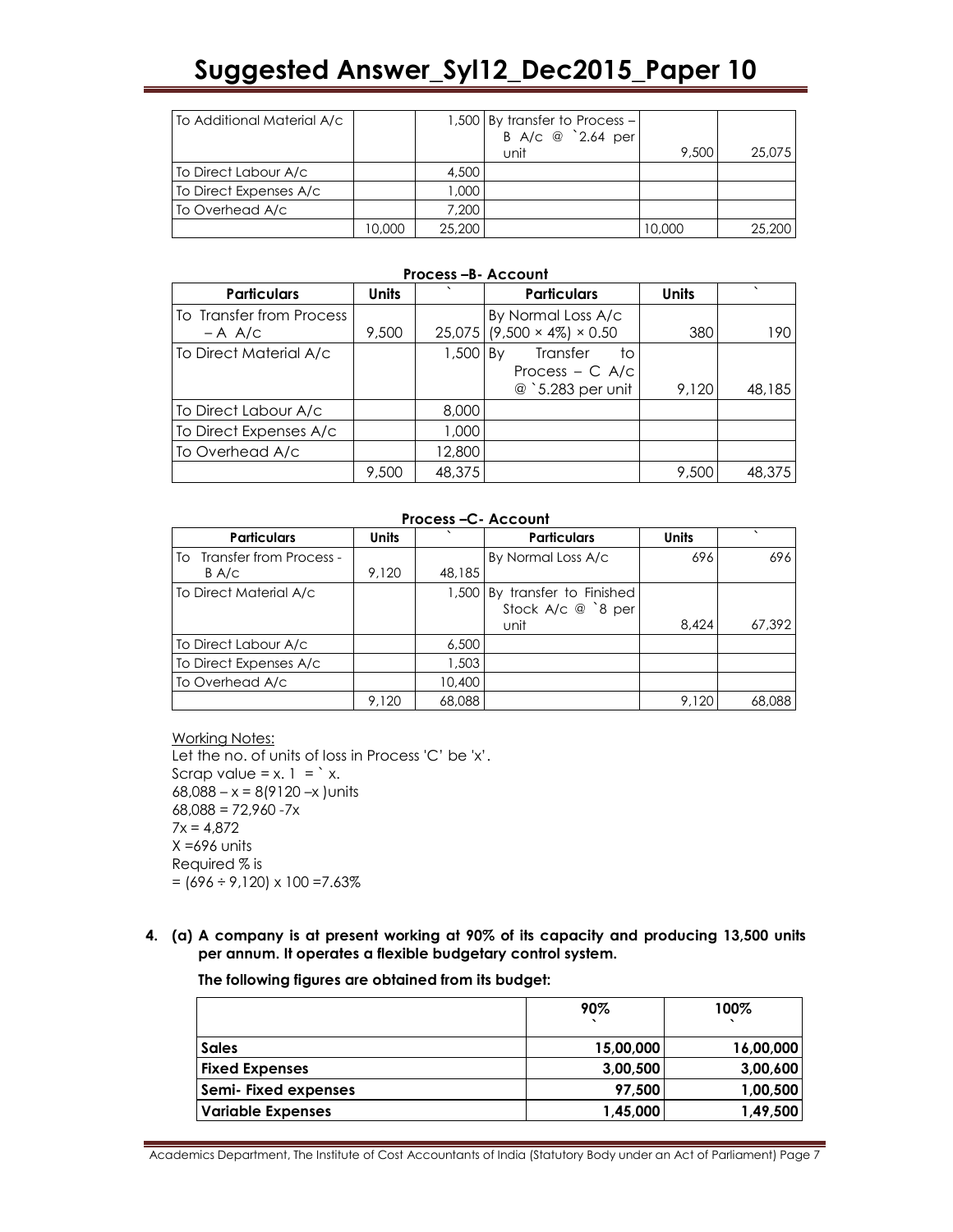| To Additional Material A/c | | 1,500 | By transfer to Process – B A/c @ `2.64 per unit | 9,500 | 25,075 |
|---|---|---|---|---|---|
| To Direct Labour A/c | | 4,500 | | | |
| To Direct Expenses A/c | | 1,000 | | | |
| To Overhead A/c | | 7,200 | | | |
| | 10,000 | 25,200 | | 10,000 | 25,200 |

**Process –B- Account**

| Particulars | Units | ` | Particulars | Units | ` |
|---|---|---|---|---|---|
| To Transfer from Process – A A/c | 9,500 | 25,075 | By Normal Loss A/c (9,500 × 4%) × 0.50 | 380 | 190 |
| To Direct Material A/c | | 1,500 | By Transfer to Process – C A/c @ `5.283 per unit | 9,120 | 48,185 |
| To Direct Labour A/c | | 8,000 | | | |
| To Direct Expenses A/c | | 1,000 | | | |
| To Overhead A/c | | 12,800 | | | |
| | 9,500 | 48,375 | | 9,500 | 48,375 |

**Process –C- Account**

| Particulars | Units | ` | Particulars | Units | ` |
|---|---|---|---|---|---|
| To Transfer from Process - B A/c | 9,120 | 48,185 | By Normal Loss A/c | 696 | 696 |
| To Direct Material A/c | | 1,500 | By transfer to Finished Stock A/c @ `8 per unit | 8,424 | 67,392 |
| To Direct Labour A/c | | 6,500 | | | |
| To Direct Expenses A/c | | 1,503 | | | |
| To Overhead A/c | | 10,400 | | | |
| | 9,120 | 68,088 | | 9,120 | 68,088 |

Working Notes:

Let the no. of units of loss in Process 'C' be 'x'.

Scrap value = x. 1 = ` x.

68,088 – x = 8(9120 –x )units

68,088 = 72,960 -7x

7x = 4,872

X =696 units

Required % is

= (696 ÷ 9,120) x 100 =7.63%

**4. (a) A company is at present working at 90% of its capacity and producing 13,500 units per annum. It operates a flexible budgetary control system.**

**The following figures are obtained from its budget:**

| | 90% ` | 100% ` |
|---|---|---|
| **Sales** | **15,00,000** | **16,00,000** |
| **Fixed Expenses** | **3,00,500** | **3,00,600** |
| **Semi- Fixed expenses** | **97,500** | **1,00,500** |
| **Variable Expenses** | **1,45,000** | **1,49,500** |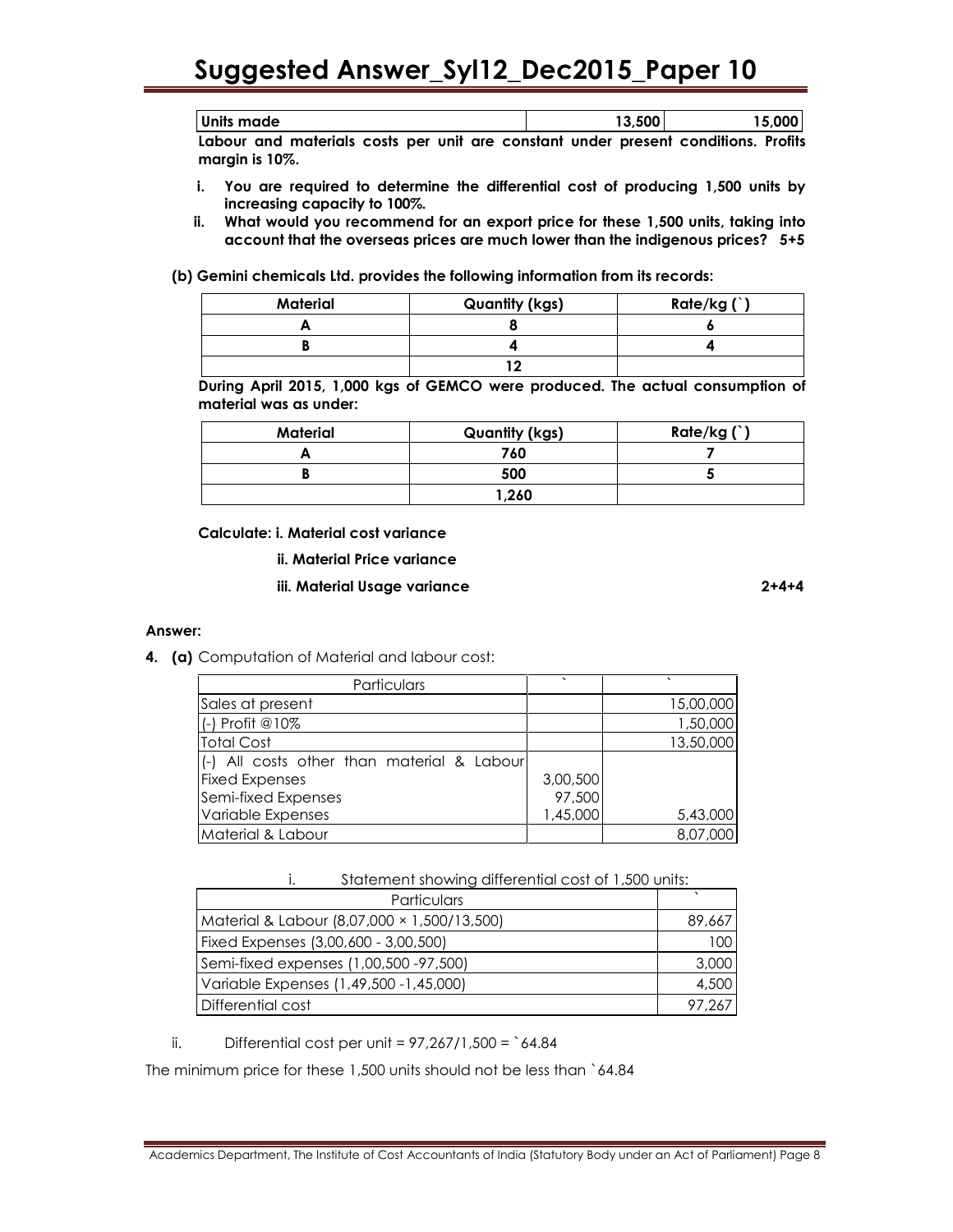| Units made | 13,500 | 15,000 |
|---|---|---|

**Labour and materials costs per unit are constant under present conditions. Profits margin is 10%.**

i. **You are required to determine the differential cost of producing 1,500 units by increasing capacity to 100%.**

ii. **What would you recommend for an export price for these 1,500 units, taking into account that the overseas prices are much lower than the indigenous prices? 5+5**

**(b) Gemini chemicals Ltd. provides the following information from its records:**

| Material | Quantity (kgs) | Rate/kg (`) |
|---|---|---|
| A | 8 | 6 |
| B | 4 | 4 |
| | 12 | |

**During April 2015, 1,000 kgs of GEMCO were produced. The actual consumption of material was as under:**

| Material | Quantity (kgs) | Rate/kg (`) |
|---|---|---|
| A | 760 | 7 |
| B | 500 | 5 |
| | 1,260 | |

**Calculate: i. Material cost variance**

**ii. Material Price variance**

**iii. Material Usage variance 2+4+4**

**Answer:**

**4. (a)** Computation of Material and labour cost:

| Particulars | ` | ` |
|---|---|---|
| Sales at present | | 15,00,000 |
| (-) Profit @10% | | 1,50,000 |
| Total Cost | | 13,50,000 |
| (-) All costs other than material & Labour | | |
| Fixed Expenses | 3,00,500 | |
| Semi-fixed Expenses | 97,500 | |
| Variable Expenses | 1,45,000 | 5,43,000 |
| Material & Labour | | 8,07,000 |

i. Statement showing differential cost of 1,500 units:

| Particulars | ` |
|---|---|
| Material & Labour (8,07,000 × 1,500/13,500) | 89,667 |
| Fixed Expenses (3,00,600 - 3,00,500) | 100 |
| Semi-fixed expenses (1,00,500 -97,500) | 3,000 |
| Variable Expenses (1,49,500 -1,45,000) | 4,500 |
| Differential cost | 97,267 |

ii. Differential cost per unit = 97,267/1,500 = `64.84

The minimum price for these 1,500 units should not be less than `64.84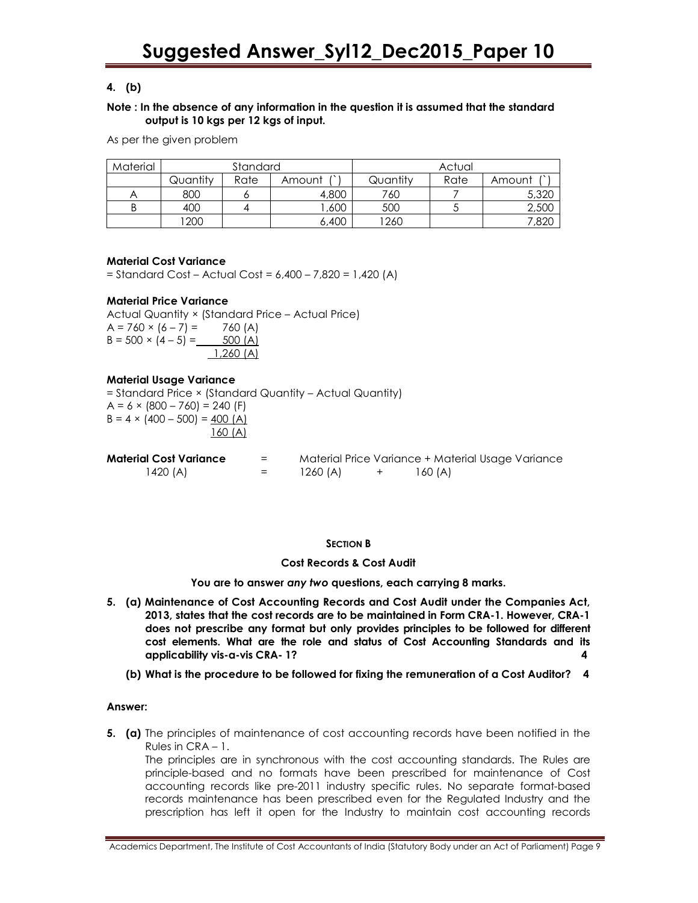**4. (b)**

**Note : In the absence of any information in the question it is assumed that the standard output is 10 kgs per 12 kgs of input.**

As per the given problem

| Material | Standard | | | Actual | | |
|---|---|---|---|---|---|---|
| | Quantity | Rate | Amount (`) | Quantity | Rate | Amount (`) |
| A | 800 | 6 | 4,800 | 760 | 7 | 5,320 |
| B | 400 | 4 | 1,600 | 500 | 5 | 2,500 |
| | 1200 | | 6,400 | 1260 | | 7,820 |

**Material Cost Variance**

= Standard Cost – Actual Cost = 6,400 – 7,820 = 1,420 (A)

**Material Price Variance**

Actual Quantity × (Standard Price – Actual Price)

A = 760 × (6 – 7) = 760 (A)

B = 500 × (4 – 5) = 500 (A)

1,260 (A)

**Material Usage Variance**

= Standard Price × (Standard Quantity – Actual Quantity)

A = 6 × (800 – 760) = 240 (F)

B = 4 × (400 – 500) = 400 (A)

160 (A)

**Material Cost Variance** = Material Price Variance + Material Usage Variance

1420 (A) = 1260 (A) + 160 (A)

**SECTION B**

**Cost Records & Cost Audit**

**You are to answer *any two* questions, each carrying 8 marks.**

**5. (a) Maintenance of Cost Accounting Records and Cost Audit under the Companies Act, 2013, states that the cost records are to be maintained in Form CRA-1. However, CRA-1 does not prescribe any format but only provides principles to be followed for different cost elements. What are the role and status of Cost Accounting Standards and its applicability vis-a-vis CRA- 1? 4**

**(b) What is the procedure to be followed for fixing the remuneration of a Cost Auditor? 4**

**Answer:**

**5. (a)** The principles of maintenance of cost accounting records have been notified in the Rules in CRA – 1.

The principles are in synchronous with the cost accounting standards. The Rules are principle-based and no formats have been prescribed for maintenance of Cost accounting records like pre-2011 industry specific rules. No separate format-based records maintenance has been prescribed even for the Regulated Industry and the prescription has left it open for the Industry to maintain cost accounting records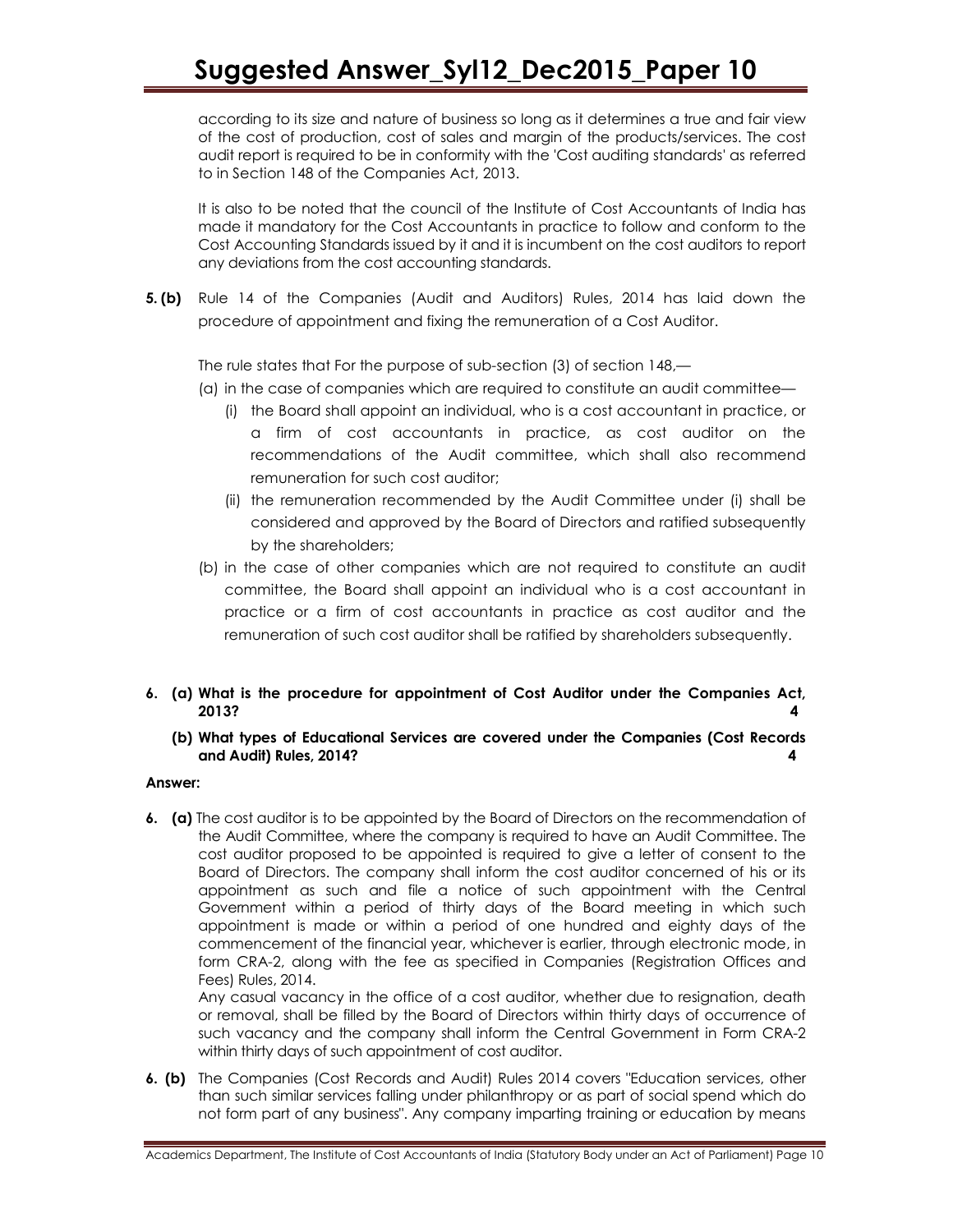according to its size and nature of business so long as it determines a true and fair view of the cost of production, cost of sales and margin of the products/services. The cost audit report is required to be in conformity with the 'Cost auditing standards' as referred to in Section 148 of the Companies Act, 2013.

It is also to be noted that the council of the Institute of Cost Accountants of India has made it mandatory for the Cost Accountants in practice to follow and conform to the Cost Accounting Standards issued by it and it is incumbent on the cost auditors to report any deviations from the cost accounting standards.

**5. (b)** Rule 14 of the Companies (Audit and Auditors) Rules, 2014 has laid down the procedure of appointment and fixing the remuneration of a Cost Auditor.

The rule states that For the purpose of sub-section (3) of section 148,—

(a) in the case of companies which are required to constitute an audit committee—
   - (i) the Board shall appoint an individual, who is a cost accountant in practice, or a firm of cost accountants in practice, as cost auditor on the recommendations of the Audit committee, which shall also recommend remuneration for such cost auditor;
   - (ii) the remuneration recommended by the Audit Committee under (i) shall be considered and approved by the Board of Directors and ratified subsequently by the shareholders;

(b) in the case of other companies which are not required to constitute an audit committee, the Board shall appoint an individual who is a cost accountant in practice or a firm of cost accountants in practice as cost auditor and the remuneration of such cost auditor shall be ratified by shareholders subsequently.

**6. (a) What is the procedure for appointment of Cost Auditor under the Companies Act, 2013? 4**

**(b) What types of Educational Services are covered under the Companies (Cost Records and Audit) Rules, 2014? 4**

**Answer:**

**6. (a)** The cost auditor is to be appointed by the Board of Directors on the recommendation of the Audit Committee, where the company is required to have an Audit Committee. The cost auditor proposed to be appointed is required to give a letter of consent to the Board of Directors. The company shall inform the cost auditor concerned of his or its appointment as such and file a notice of such appointment with the Central Government within a period of thirty days of the Board meeting in which such appointment is made or within a period of one hundred and eighty days of the commencement of the financial year, whichever is earlier, through electronic mode, in form CRA-2, along with the fee as specified in Companies (Registration Offices and Fees) Rules, 2014.

Any casual vacancy in the office of a cost auditor, whether due to resignation, death or removal, shall be filled by the Board of Directors within thirty days of occurrence of such vacancy and the company shall inform the Central Government in Form CRA-2 within thirty days of such appointment of cost auditor.

**6. (b)** The Companies (Cost Records and Audit) Rules 2014 covers "Education services, other than such similar services falling under philanthropy or as part of social spend which do not form part of any business". Any company imparting training or education by means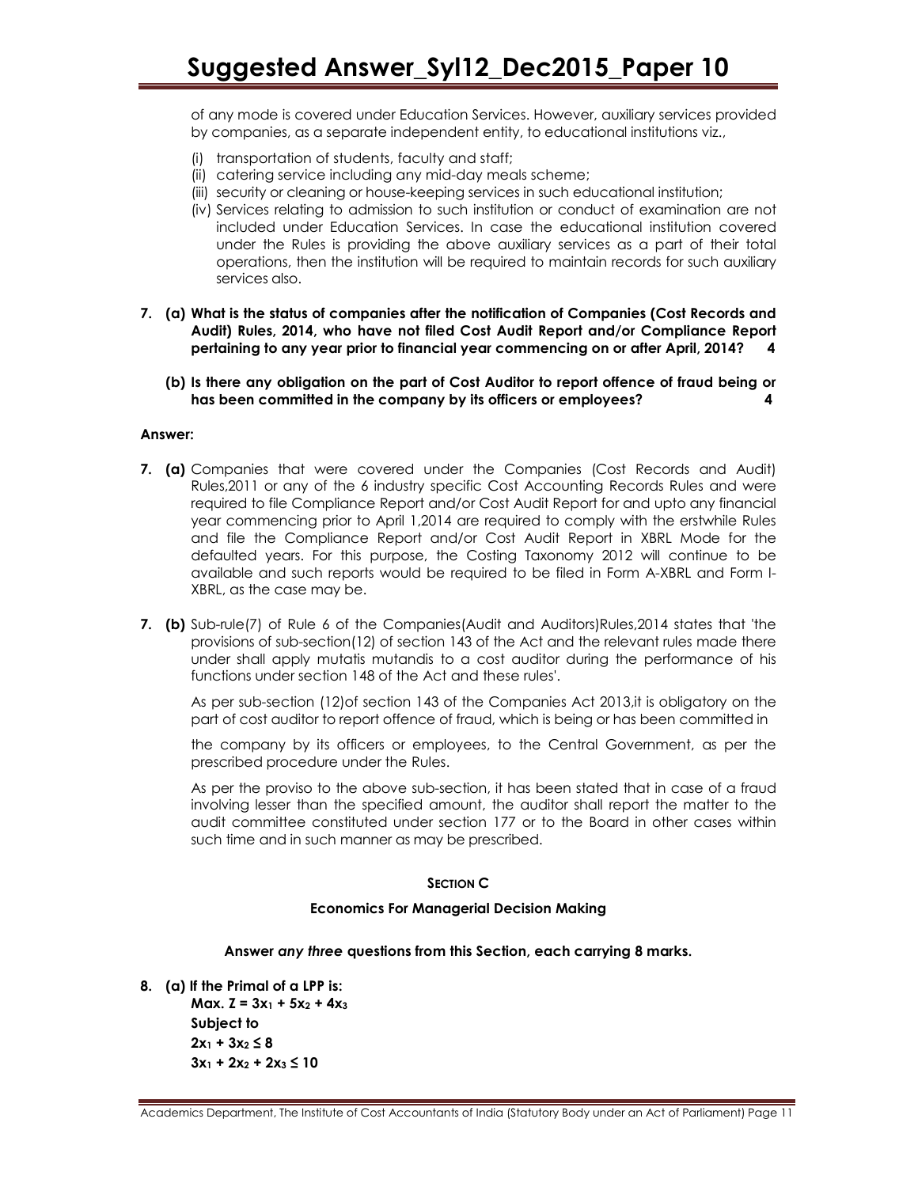of any mode is covered under Education Services. However, auxiliary services provided by companies, as a separate independent entity, to educational institutions viz.,

(i) transportation of students, faculty and staff;
(ii) catering service including any mid-day meals scheme;
(iii) security or cleaning or house-keeping services in such educational institution;
(iv) Services relating to admission to such institution or conduct of examination are not included under Education Services. In case the educational institution covered under the Rules is providing the above auxiliary services as a part of their total operations, then the institution will be required to maintain records for such auxiliary services also.

**7. (a) What is the status of companies after the notification of Companies (Cost Records and Audit) Rules, 2014, who have not filed Cost Audit Report and/or Compliance Report pertaining to any year prior to financial year commencing on or after April, 2014? 4**

**(b) Is there any obligation on the part of Cost Auditor to report offence of fraud being or has been committed in the company by its officers or employees? 4**

**Answer:**

**7. (a)** Companies that were covered under the Companies (Cost Records and Audit) Rules,2011 or any of the 6 industry specific Cost Accounting Records Rules and were required to file Compliance Report and/or Cost Audit Report for and upto any financial year commencing prior to April 1,2014 are required to comply with the erstwhile Rules and file the Compliance Report and/or Cost Audit Report in XBRL Mode for the defaulted years. For this purpose, the Costing Taxonomy 2012 will continue to be available and such reports would be required to be filed in Form A-XBRL and Form I-XBRL, as the case may be.

**7. (b)** Sub-rule(7) of Rule 6 of the Companies(Audit and Auditors)Rules,2014 states that 'the provisions of sub-section(12) of section 143 of the Act and the relevant rules made there under shall apply mutatis mutandis to a cost auditor during the performance of his functions under section 148 of the Act and these rules'.

As per sub-section (12)of section 143 of the Companies Act 2013,it is obligatory on the part of cost auditor to report offence of fraud, which is being or has been committed in

the company by its officers or employees, to the Central Government, as per the prescribed procedure under the Rules.

As per the proviso to the above sub-section, it has been stated that in case of a fraud involving lesser than the specified amount, the auditor shall report the matter to the audit committee constituted under section 177 or to the Board in other cases within such time and in such manner as may be prescribed.

## SECTION C

### Economics For Managerial Decision Making

**Answer *any three* questions from this Section, each carrying 8 marks.**

**8. (a) If the Primal of a LPP is:**

**Max.** $Z = 3x_1 + 5x_2 + 4x_3$

**Subject to**

$2x_1 + 3x_2 \leq 8$

$3x_1 + 2x_2 + 2x_3 \leq 10$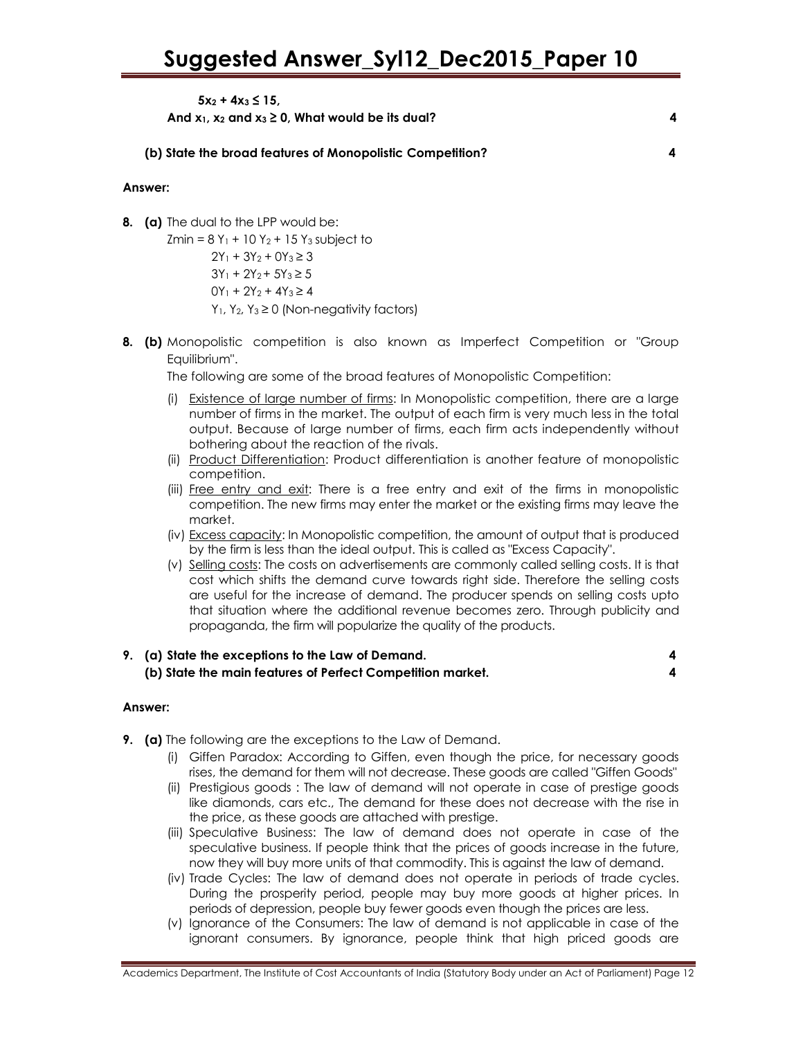**$5x_2 + 4x_3 \leq 15$,**

**And $x_1$, $x_2$ and $x_3 \geq 0$, What would be its dual? 4**

**(b) State the broad features of Monopolistic Competition? 4**

**Answer:**

**8. (a)** The dual to the LPP would be:

$Zmin = 8\,Y_1 + 10\,Y_2 + 15\,Y_3$ subject to

$2Y_1 + 3Y_2 + 0Y_3 \geq 3$

$3Y_1 + 2Y_2 + 5Y_3 \geq 5$

$0Y_1 + 2Y_2 + 4Y_3 \geq 4$

$Y_1, Y_2, Y_3 \geq 0$ (Non-negativity factors)

**8. (b)** Monopolistic competition is also known as Imperfect Competition or "Group Equilibrium".

The following are some of the broad features of Monopolistic Competition:

(i) Existence of large number of firms: In Monopolistic competition, there are a large number of firms in the market. The output of each firm is very much less in the total output. Because of large number of firms, each firm acts independently without bothering about the reaction of the rivals.

(ii) Product Differentiation: Product differentiation is another feature of monopolistic competition.

(iii) Free entry and exit: There is a free entry and exit of the firms in monopolistic competition. The new firms may enter the market or the existing firms may leave the market.

(iv) Excess capacity: In Monopolistic competition, the amount of output that is produced by the firm is less than the ideal output. This is called as "Excess Capacity".

(v) Selling costs: The costs on advertisements are commonly called selling costs. It is that cost which shifts the demand curve towards right side. Therefore the selling costs are useful for the increase of demand. The producer spends on selling costs upto that situation where the additional revenue becomes zero. Through publicity and propaganda, the firm will popularize the quality of the products.

**9. (a) State the exceptions to the Law of Demand. 4**

**(b) State the main features of Perfect Competition market. 4**

**Answer:**

**9. (a)** The following are the exceptions to the Law of Demand.

(i) Giffen Paradox: According to Giffen, even though the price, for necessary goods rises, the demand for them will not decrease. These goods are called "Giffen Goods"

(ii) Prestigious goods : The law of demand will not operate in case of prestige goods like diamonds, cars etc., The demand for these does not decrease with the rise in the price, as these goods are attached with prestige.

(iii) Speculative Business: The law of demand does not operate in case of the speculative business. If people think that the prices of goods increase in the future, now they will buy more units of that commodity. This is against the law of demand.

(iv) Trade Cycles: The law of demand does not operate in periods of trade cycles. During the prosperity period, people may buy more goods at higher prices. In periods of depression, people buy fewer goods even though the prices are less.

(v) Ignorance of the Consumers: The law of demand is not applicable in case of the ignorant consumers. By ignorance, people think that high priced goods are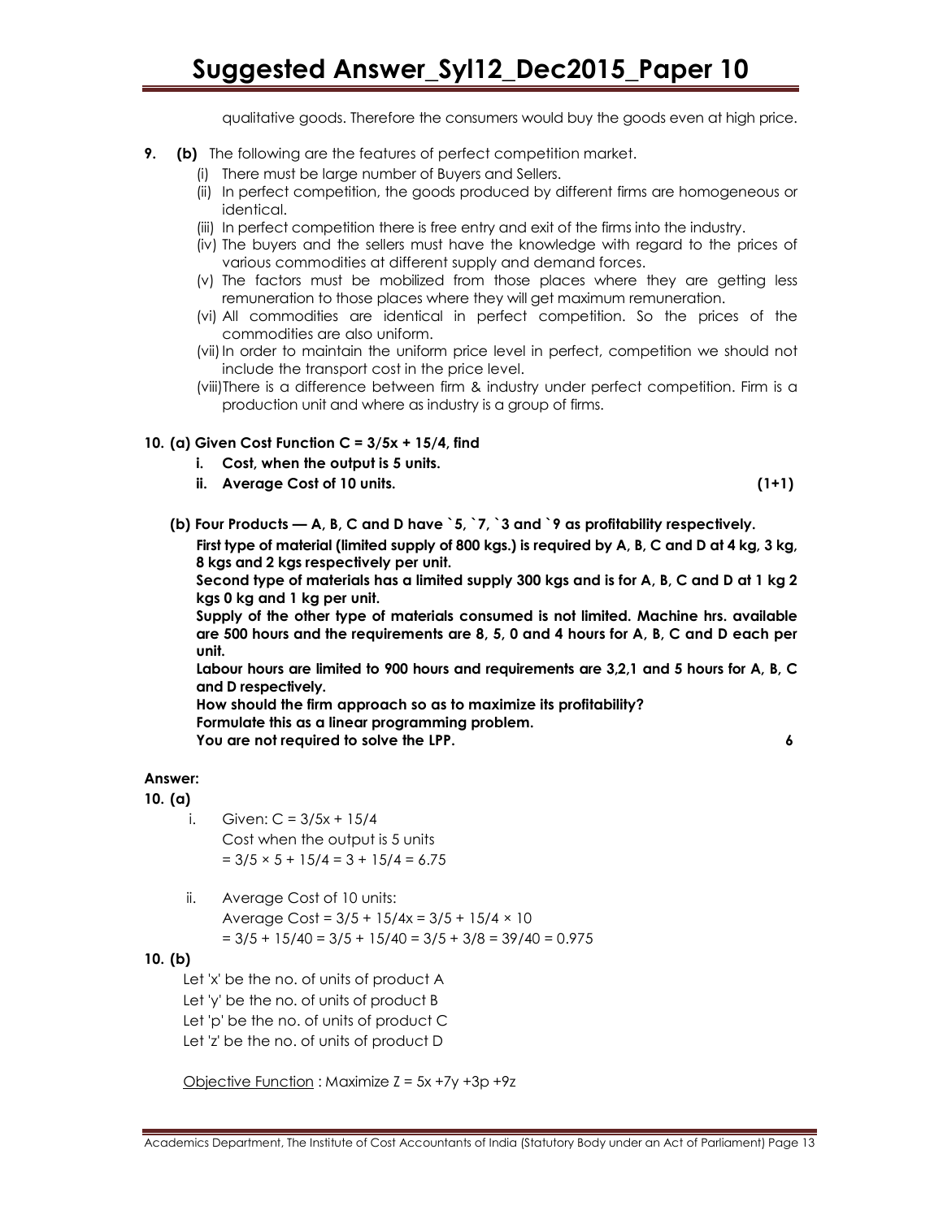qualitative goods. Therefore the consumers would buy the goods even at high price.

**9. (b)** The following are the features of perfect competition market.

(i) There must be large number of Buyers and Sellers.

(ii) In perfect competition, the goods produced by different firms are homogeneous or identical.

(iii) In perfect competition there is free entry and exit of the firms into the industry.

(iv) The buyers and the sellers must have the knowledge with regard to the prices of various commodities at different supply and demand forces.

(v) The factors must be mobilized from those places where they are getting less remuneration to those places where they will get maximum remuneration.

(vi) All commodities are identical in perfect competition. So the prices of the commodities are also uniform.

(vii) In order to maintain the uniform price level in perfect, competition we should not include the transport cost in the price level.

(viii) There is a difference between firm & industry under perfect competition. Firm is a production unit and where as industry is a group of firms.

**10. (a) Given Cost Function C = 3/5x + 15/4, find**

**i. Cost, when the output is 5 units.**

**ii. Average Cost of 10 units. (1+1)**

**(b) Four Products — A, B, C and D have `5, `7, `3 and `9 as profitability respectively.**

**First type of material (limited supply of 800 kgs.) is required by A, B, C and D at 4 kg, 3 kg, 8 kgs and 2 kgs respectively per unit.**

**Second type of materials has a limited supply 300 kgs and is for A, B, C and D at 1 kg 2 kgs 0 kg and 1 kg per unit.**

**Supply of the other type of materials consumed is not limited. Machine hrs. available are 500 hours and the requirements are 8, 5, 0 and 4 hours for A, B, C and D each per unit.**

**Labour hours are limited to 900 hours and requirements are 3,2,1 and 5 hours for A, B, C and D respectively.**

**How should the firm approach so as to maximize its profitability?**

**Formulate this as a linear programming problem.**

**You are not required to solve the LPP. 6**

**Answer:**

**10. (a)**

i. Given: C = 3/5x + 15/4

Cost when the output is 5 units

$= 3/5 \times 5 + 15/4 = 3 + 15/4 = 6.75$

ii. Average Cost of 10 units:

Average Cost $= 3/5 + 15/4x = 3/5 + 15/4 \times 10$

$= 3/5 + 15/40 = 3/5 + 15/40 = 3/5 + 3/8 = 39/40 = 0.975$

**10. (b)**

Let 'x' be the no. of units of product A

Let 'y' be the no. of units of product B

Let 'p' be the no. of units of product C

Let 'z' be the no. of units of product D

<u>Objective Function</u> : Maximize $Z = 5x + 7y + 3p + 9z$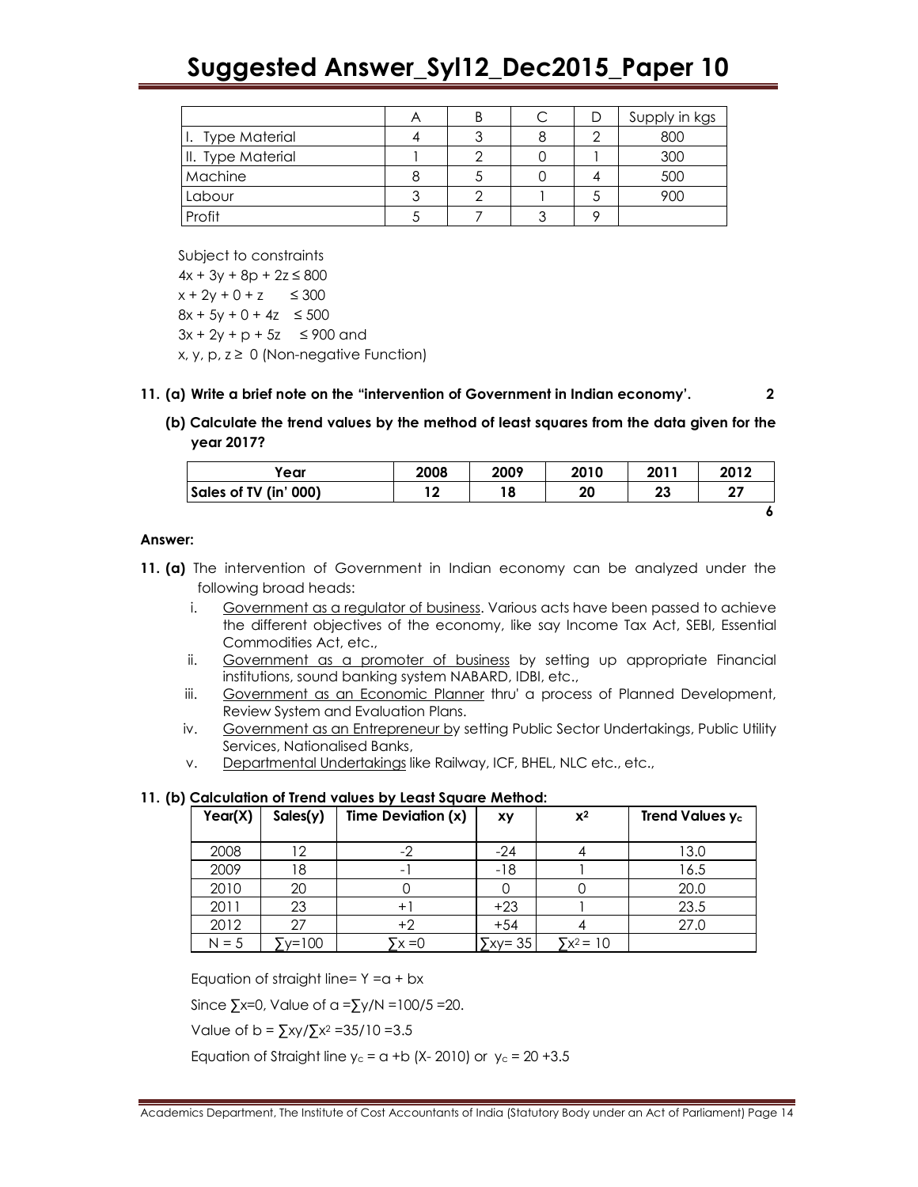| | A | B | C | D | Supply in kgs |
|---|---|---|---|---|---|
| I. Type Material | 4 | 3 | 8 | 2 | 800 |
| II. Type Material | 1 | 2 | 0 | 1 | 300 |
| Machine | 8 | 5 | 0 | 4 | 500 |
| Labour | 3 | 2 | 1 | 5 | 900 |
| Profit | 5 | 7 | 3 | 9 | |

Subject to constraints

$4x + 3y + 8p + 2z \leq 800$

$x + 2y + 0 + z \leq 300$

$8x + 5y + 0 + 4z \leq 500$

$3x + 2y + p + 5z \leq 900$ and

$x, y, p, z \geq 0$ (Non-negative Function)

**11. (a) Write a brief note on the "intervention of Government in Indian economy'.** **2**

**(b) Calculate the trend values by the method of least squares from the data given for the year 2017?**

| Year | 2008 | 2009 | 2010 | 2011 | 2012 |
|---|---|---|---|---|---|
| Sales of TV (in' 000) | 12 | 18 | 20 | 23 | 27 |

**6**

**Answer:**

**11. (a)** The intervention of Government in Indian economy can be analyzed under the following broad heads:

i. Government as a regulator of business. Various acts have been passed to achieve the different objectives of the economy, like say Income Tax Act, SEBI, Essential Commodities Act, etc.,

ii. Government as a promoter of business by setting up appropriate Financial institutions, sound banking system NABARD, IDBI, etc.,

iii. Government as an Economic Planner thru' a process of Planned Development, Review System and Evaluation Plans.

iv. Government as an Entrepreneur by setting Public Sector Undertakings, Public Utility Services, Nationalised Banks,

v. Departmental Undertakings like Railway, ICF, BHEL, NLC etc., etc.,

**11. (b) Calculation of Trend values by Least Square Method:**

| Year(X) | Sales(y) | Time Deviation (x) | xy | $x^2$ | Trend Values $y_c$ |
|---|---|---|---|---|---|
| 2008 | 12 | -2 | -24 | 4 | 13.0 |
| 2009 | 18 | -1 | -18 | 1 | 16.5 |
| 2010 | 20 | 0 | 0 | 0 | 20.0 |
| 2011 | 23 | +1 | +23 | 1 | 23.5 |
| 2012 | 27 | +2 | +54 | 4 | 27.0 |
| N = 5 | $\sum y$=100 | $\sum x$ =0 | $\sum xy$= 35 | $\sum x^2$ = 10 | |

Equation of straight line= $Y = a + bx$

Since $\sum x=0$, Value of $a = \sum y/N = 100/5 = 20$.

Value of $b = \sum xy / \sum x^2 = 35/10 = 3.5$

Equation of Straight line $y_c = a + b(X - 2010)$ or $y_c = 20 + 3.5$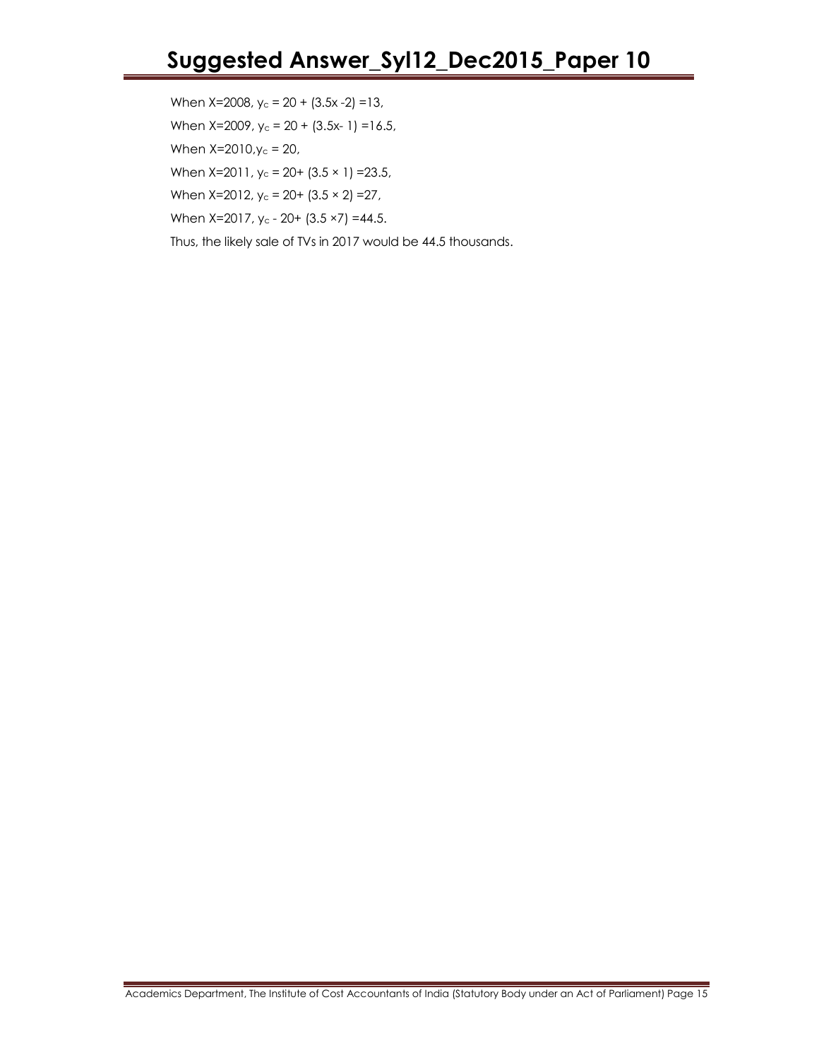When X=2008, $y_c$ = 20 + (3.5x -2) =13,

When X=2009, $y_c$ = 20 + (3.5x- 1) =16.5,

When X=2010,$y_c$ = 20,

When X=2011, $y_c$ = 20+ (3.5 × 1) =23.5,

When X=2012, $y_c$ = 20+ (3.5 × 2) =27,

When X=2017, $y_c$ - 20+ (3.5 ×7) =44.5.

Thus, the likely sale of TVs in 2017 would be 44.5 thousands.